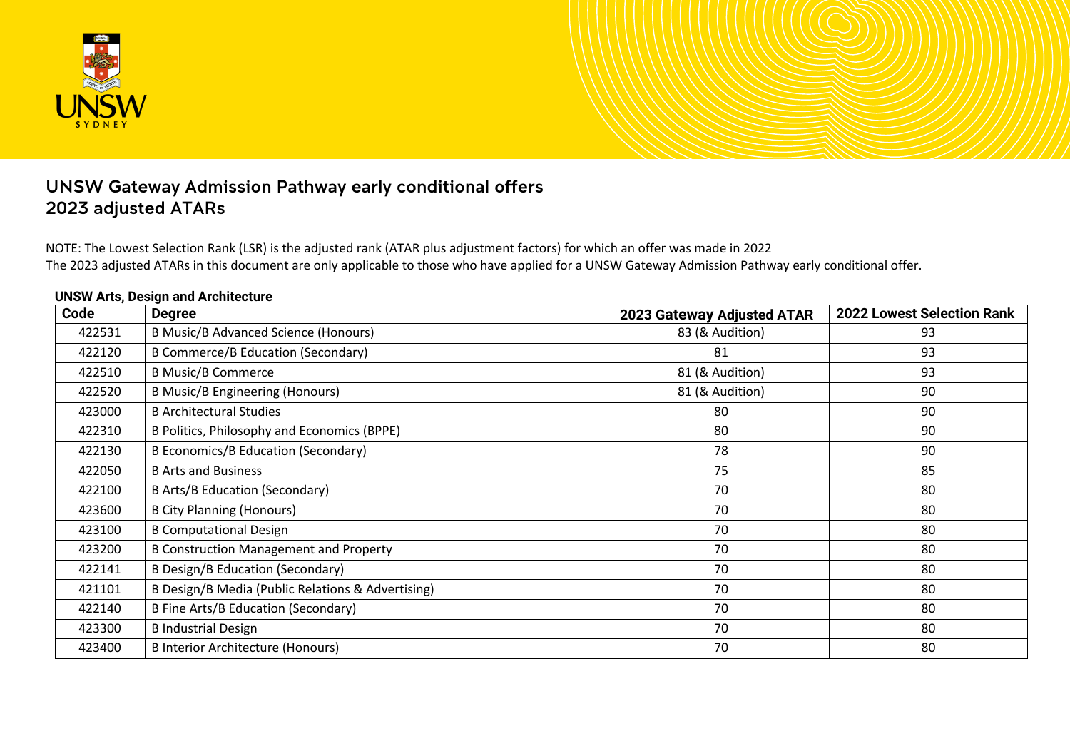# UNSW Gateway Admission Pathway early conditional offers
# 2023 adjusted ATARs

NOTE: The Lowest Selection Rank (LSR) is the adjusted rank (ATAR plus adjustment factors) for which an offer was made in 2022
The 2023 adjusted ATARs in this document are only applicable to those who have applied for a UNSW Gateway Admission Pathway early conditional offer.

### UNSW Arts, Design and Architecture

| Code | Degree | 2023 Gateway Adjusted ATAR | 2022 Lowest Selection Rank |
|---|---|---|---|
| 422531 | B Music/B Advanced Science (Honours) | 83 (& Audition) | 93 |
| 422120 | B Commerce/B Education (Secondary) | 81 | 93 |
| 422510 | B Music/B Commerce | 81 (& Audition) | 93 |
| 422520 | B Music/B Engineering (Honours) | 81 (& Audition) | 90 |
| 423000 | B Architectural Studies | 80 | 90 |
| 422310 | B Politics, Philosophy and Economics (BPPE) | 80 | 90 |
| 422130 | B Economics/B Education (Secondary) | 78 | 90 |
| 422050 | B Arts and Business | 75 | 85 |
| 422100 | B Arts/B Education (Secondary) | 70 | 80 |
| 423600 | B City Planning (Honours) | 70 | 80 |
| 423100 | B Computational Design | 70 | 80 |
| 423200 | B Construction Management and Property | 70 | 80 |
| 422141 | B Design/B Education (Secondary) | 70 | 80 |
| 421101 | B Design/B Media (Public Relations & Advertising) | 70 | 80 |
| 422140 | B Fine Arts/B Education (Secondary) | 70 | 80 |
| 423300 | B Industrial Design | 70 | 80 |
| 423400 | B Interior Architecture (Honours) | 70 | 80 |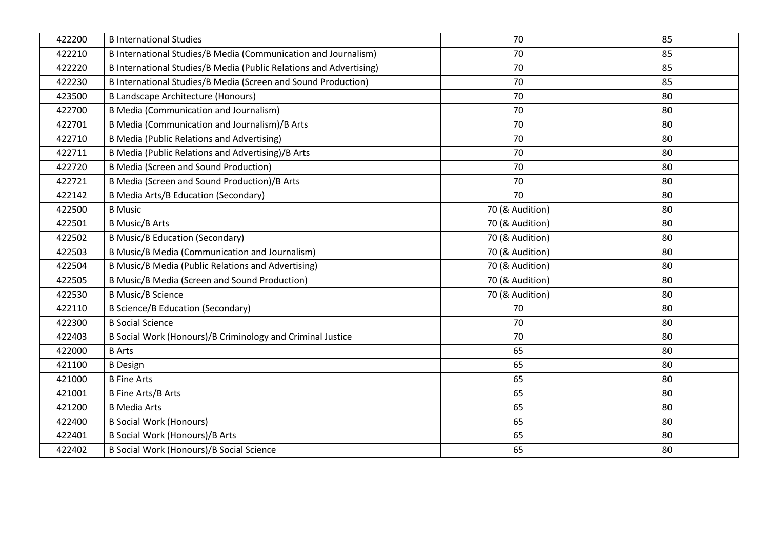| 422200 | B International Studies | 70 | 85 |
|---|---|---|---|
| 422210 | B International Studies/B Media (Communication and Journalism) | 70 | 85 |
| 422220 | B International Studies/B Media (Public Relations and Advertising) | 70 | 85 |
| 422230 | B International Studies/B Media (Screen and Sound Production) | 70 | 85 |
| 423500 | B Landscape Architecture (Honours) | 70 | 80 |
| 422700 | B Media (Communication and Journalism) | 70 | 80 |
| 422701 | B Media (Communication and Journalism)/B Arts | 70 | 80 |
| 422710 | B Media (Public Relations and Advertising) | 70 | 80 |
| 422711 | B Media (Public Relations and Advertising)/B Arts | 70 | 80 |
| 422720 | B Media (Screen and Sound Production) | 70 | 80 |
| 422721 | B Media (Screen and Sound Production)/B Arts | 70 | 80 |
| 422142 | B Media Arts/B Education (Secondary) | 70 | 80 |
| 422500 | B Music | 70 (& Audition) | 80 |
| 422501 | B Music/B Arts | 70 (& Audition) | 80 |
| 422502 | B Music/B Education (Secondary) | 70 (& Audition) | 80 |
| 422503 | B Music/B Media (Communication and Journalism) | 70 (& Audition) | 80 |
| 422504 | B Music/B Media (Public Relations and Advertising) | 70 (& Audition) | 80 |
| 422505 | B Music/B Media (Screen and Sound Production) | 70 (& Audition) | 80 |
| 422530 | B Music/B Science | 70 (& Audition) | 80 |
| 422110 | B Science/B Education (Secondary) | 70 | 80 |
| 422300 | B Social Science | 70 | 80 |
| 422403 | B Social Work (Honours)/B Criminology and Criminal Justice | 70 | 80 |
| 422000 | B Arts | 65 | 80 |
| 421100 | B Design | 65 | 80 |
| 421000 | B Fine Arts | 65 | 80 |
| 421001 | B Fine Arts/B Arts | 65 | 80 |
| 421200 | B Media Arts | 65 | 80 |
| 422400 | B Social Work (Honours) | 65 | 80 |
| 422401 | B Social Work (Honours)/B Arts | 65 | 80 |
| 422402 | B Social Work (Honours)/B Social Science | 65 | 80 |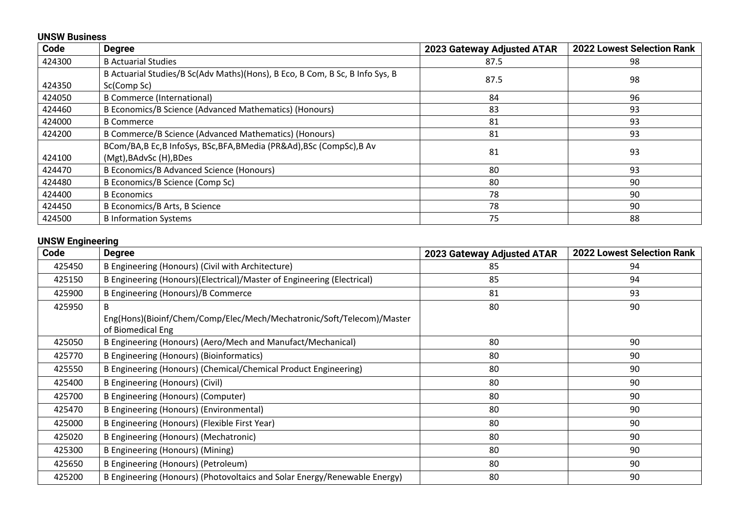**UNSW Business**

| Code | Degree | 2023 Gateway Adjusted ATAR | 2022 Lowest Selection Rank |
|---|---|---|---|
| 424300 | B Actuarial Studies | 87.5 | 98 |
| 424350 | B Actuarial Studies/B Sc(Adv Maths)(Hons), B Eco, B Com, B Sc, B Info Sys, B Sc(Comp Sc) | 87.5 | 98 |
| 424050 | B Commerce (International) | 84 | 96 |
| 424460 | B Economics/B Science (Advanced Mathematics) (Honours) | 83 | 93 |
| 424000 | B Commerce | 81 | 93 |
| 424200 | B Commerce/B Science (Advanced Mathematics) (Honours) | 81 | 93 |
| 424100 | BCom/BA,B Ec,B InfoSys, BSc,BFA,BMedia (PR&Ad),BSc (CompSc),B Av (Mgt),BAdvSc (H),BDes | 81 | 93 |
| 424470 | B Economics/B Advanced Science (Honours) | 80 | 93 |
| 424480 | B Economics/B Science (Comp Sc) | 80 | 90 |
| 424400 | B Economics | 78 | 90 |
| 424450 | B Economics/B Arts, B Science | 78 | 90 |
| 424500 | B Information Systems | 75 | 88 |

**UNSW Engineering**

| Code | Degree | 2023 Gateway Adjusted ATAR | 2022 Lowest Selection Rank |
|---|---|---|---|
| 425450 | B Engineering (Honours) (Civil with Architecture) | 85 | 94 |
| 425150 | B Engineering (Honours)(Electrical)/Master of Engineering (Electrical) | 85 | 94 |
| 425900 | B Engineering (Honours)/B Commerce | 81 | 93 |
| 425950 | B Eng(Hons)(Bioinf/Chem/Comp/Elec/Mech/Mechatronic/Soft/Telecom)/Master of Biomedical Eng | 80 | 90 |
| 425050 | B Engineering (Honours) (Aero/Mech and Manufact/Mechanical) | 80 | 90 |
| 425770 | B Engineering (Honours) (Bioinformatics) | 80 | 90 |
| 425550 | B Engineering (Honours) (Chemical/Chemical Product Engineering) | 80 | 90 |
| 425400 | B Engineering (Honours) (Civil) | 80 | 90 |
| 425700 | B Engineering (Honours) (Computer) | 80 | 90 |
| 425470 | B Engineering (Honours) (Environmental) | 80 | 90 |
| 425000 | B Engineering (Honours) (Flexible First Year) | 80 | 90 |
| 425020 | B Engineering (Honours) (Mechatronic) | 80 | 90 |
| 425300 | B Engineering (Honours) (Mining) | 80 | 90 |
| 425650 | B Engineering (Honours) (Petroleum) | 80 | 90 |
| 425200 | B Engineering (Honours) (Photovoltaics and Solar Energy/Renewable Energy) | 80 | 90 |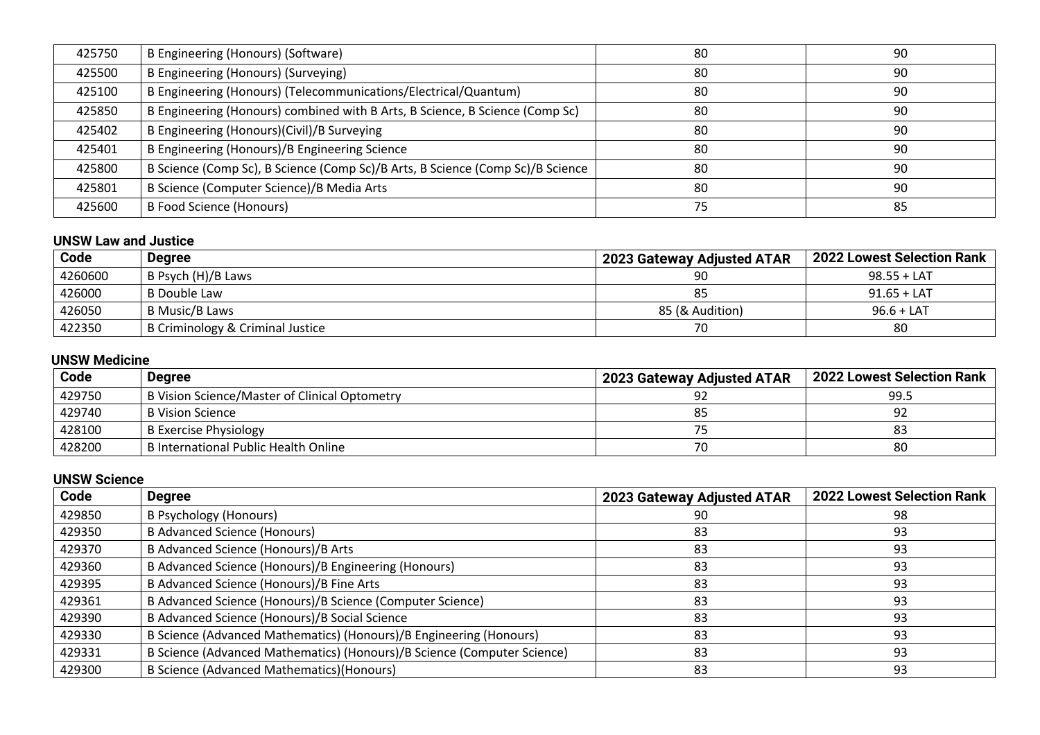| | | | |
|---|---|---|---|
| 425750 | B Engineering (Honours) (Software) | 80 | 90 |
| 425500 | B Engineering (Honours) (Surveying) | 80 | 90 |
| 425100 | B Engineering (Honours) (Telecommunications/Electrical/Quantum) | 80 | 90 |
| 425850 | B Engineering (Honours) combined with B Arts, B Science, B Science (Comp Sc) | 80 | 90 |
| 425402 | B Engineering (Honours)(Civil)/B Surveying | 80 | 90 |
| 425401 | B Engineering (Honours)/B Engineering Science | 80 | 90 |
| 425800 | B Science (Comp Sc), B Science (Comp Sc)/B Arts, B Science (Comp Sc)/B Science | 80 | 90 |
| 425801 | B Science (Computer Science)/B Media Arts | 80 | 90 |
| 425600 | B Food Science (Honours) | 75 | 85 |

### UNSW Law and Justice

| Code | Degree | 2023 Gateway Adjusted ATAR | 2022 Lowest Selection Rank |
|---|---|---|---|
| 4260600 | B Psych (H)/B Laws | 90 | 98.55 + LAT |
| 426000 | B Double Law | 85 | 91.65 + LAT |
| 426050 | B Music/B Laws | 85 (& Audition) | 96.6 + LAT |
| 422350 | B Criminology & Criminal Justice | 70 | 80 |

### UNSW Medicine

| Code | Degree | 2023 Gateway Adjusted ATAR | 2022 Lowest Selection Rank |
|---|---|---|---|
| 429750 | B Vision Science/Master of Clinical Optometry | 92 | 99.5 |
| 429740 | B Vision Science | 85 | 92 |
| 428100 | B Exercise Physiology | 75 | 83 |
| 428200 | B International Public Health Online | 70 | 80 |

### UNSW Science

| Code | Degree | 2023 Gateway Adjusted ATAR | 2022 Lowest Selection Rank |
|---|---|---|---|
| 429850 | B Psychology (Honours) | 90 | 98 |
| 429350 | B Advanced Science (Honours) | 83 | 93 |
| 429370 | B Advanced Science (Honours)/B Arts | 83 | 93 |
| 429360 | B Advanced Science (Honours)/B Engineering (Honours) | 83 | 93 |
| 429395 | B Advanced Science (Honours)/B Fine Arts | 83 | 93 |
| 429361 | B Advanced Science (Honours)/B Science (Computer Science) | 83 | 93 |
| 429390 | B Advanced Science (Honours)/B Social Science | 83 | 93 |
| 429330 | B Science (Advanced Mathematics) (Honours)/B Engineering (Honours) | 83 | 93 |
| 429331 | B Science (Advanced Mathematics) (Honours)/B Science (Computer Science) | 83 | 93 |
| 429300 | B Science (Advanced Mathematics)(Honours) | 83 | 93 |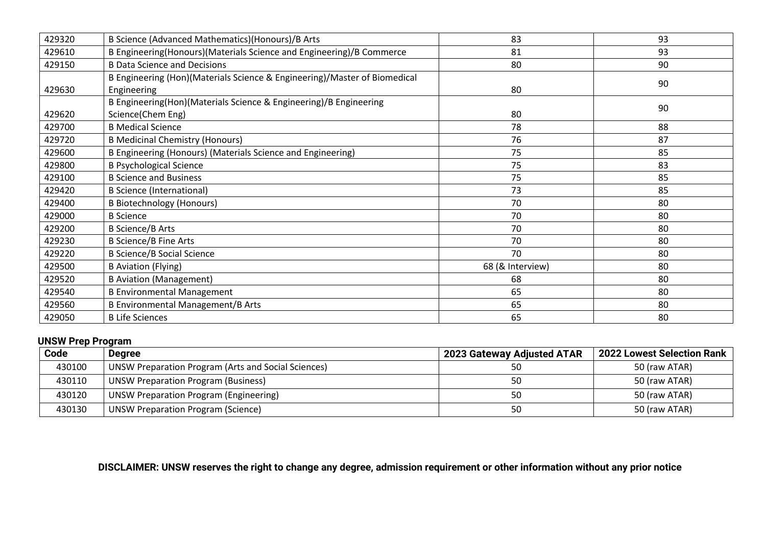| | | | |
|---|---|---|---|
| 429320 | B Science (Advanced Mathematics)(Honours)/B Arts | 83 | 93 |
| 429610 | B Engineering(Honours)(Materials Science and Engineering)/B Commerce | 81 | 93 |
| 429150 | B Data Science and Decisions | 80 | 90 |
| 429630 | B Engineering (Hon)(Materials Science & Engineering)/Master of Biomedical Engineering | 80 | 90 |
| 429620 | B Engineering(Hon)(Materials Science & Engineering)/B Engineering Science(Chem Eng) | 80 | 90 |
| 429700 | B Medical Science | 78 | 88 |
| 429720 | B Medicinal Chemistry (Honours) | 76 | 87 |
| 429600 | B Engineering (Honours) (Materials Science and Engineering) | 75 | 85 |
| 429800 | B Psychological Science | 75 | 83 |
| 429100 | B Science and Business | 75 | 85 |
| 429420 | B Science (International) | 73 | 85 |
| 429400 | B Biotechnology (Honours) | 70 | 80 |
| 429000 | B Science | 70 | 80 |
| 429200 | B Science/B Arts | 70 | 80 |
| 429230 | B Science/B Fine Arts | 70 | 80 |
| 429220 | B Science/B Social Science | 70 | 80 |
| 429500 | B Aviation (Flying) | 68 (& Interview) | 80 |
| 429520 | B Aviation (Management) | 68 | 80 |
| 429540 | B Environmental Management | 65 | 80 |
| 429560 | B Environmental Management/B Arts | 65 | 80 |
| 429050 | B Life Sciences | 65 | 80 |

**UNSW Prep Program**

| Code | Degree | 2023 Gateway Adjusted ATAR | 2022 Lowest Selection Rank |
|---|---|---|---|
| 430100 | UNSW Preparation Program (Arts and Social Sciences) | 50 | 50 (raw ATAR) |
| 430110 | UNSW Preparation Program (Business) | 50 | 50 (raw ATAR) |
| 430120 | UNSW Preparation Program (Engineering) | 50 | 50 (raw ATAR) |
| 430130 | UNSW Preparation Program (Science) | 50 | 50 (raw ATAR) |

**DISCLAIMER: UNSW reserves the right to change any degree, admission requirement or other information without any prior notice**